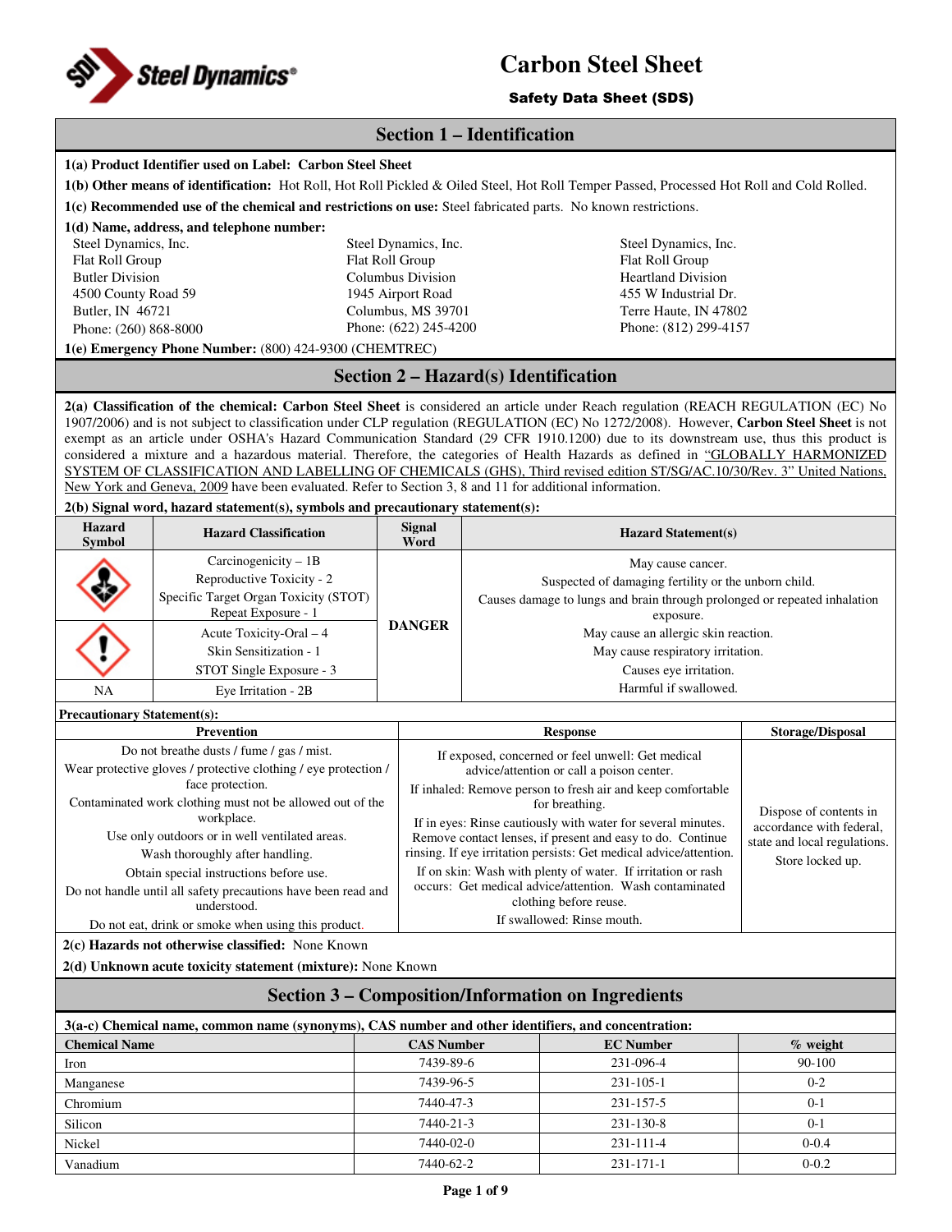# Carbon Steel Sheet

### Safety Data Sheet (SDS)

## Section 1 – Identification

**1(a) Product Identifier used on Label: Carbon Steel Sheet**

**1(b) Other means of identification:** Hot Roll, Hot Roll Pickled & Oiled Steel, Hot Roll Temper Passed, Processed Hot Roll and Cold Rolled.

**1(c) Recommended use of the chemical and restrictions on use:** Steel fabricated parts. No known restrictions.

**1(d) Name, address, and telephone number:**

Steel Dynamics, Inc.
Flat Roll Group
Butler Division
4500 County Road 59
Butler, IN 46721
Phone: (260) 868-8000

Steel Dynamics, Inc.
Flat Roll Group
Columbus Division
1945 Airport Road
Columbus, MS 39701
Phone: (622) 245-4200

Steel Dynamics, Inc.
Flat Roll Group
Heartland Division
455 W Industrial Dr.
Terre Haute, IN 47802
Phone: (812) 299-4157

**1(e) Emergency Phone Number:** (800) 424-9300 (CHEMTREC)

## Section 2 – Hazard(s) Identification

**2(a) Classification of the chemical: Carbon Steel Sheet** is considered an article under Reach regulation (REACH REGULATION (EC) No 1907/2006) and is not subject to classification under CLP regulation (REGULATION (EC) No 1272/2008). However, **Carbon Steel Sheet** is not exempt as an article under OSHA's Hazard Communication Standard (29 CFR 1910.1200) due to its downstream use, thus this product is considered a mixture and a hazardous material. Therefore, the categories of Health Hazards as defined in "GLOBALLY HARMONIZED SYSTEM OF CLASSIFICATION AND LABELLING OF CHEMICALS (GHS), Third revised edition ST/SG/AC.10/30/Rev. 3" United Nations, New York and Geneva, 2009 have been evaluated. Refer to Section 3, 8 and 11 for additional information.

**2(b) Signal word, hazard statement(s), symbols and precautionary statement(s):**

| Hazard Symbol | Hazard Classification | Signal Word | Hazard Statement(s) |
|---|---|---|---|
| | Carcinogenicity – 1B<br>Reproductive Toxicity - 2<br>Specific Target Organ Toxicity (STOT) Repeat Exposure - 1 | DANGER | May cause cancer.<br>Suspected of damaging fertility or the unborn child.<br>Causes damage to lungs and brain through prolonged or repeated inhalation exposure.<br>May cause an allergic skin reaction.<br>May cause respiratory irritation.<br>Causes eye irritation.<br>Harmful if swallowed. |
| | Acute Toxicity-Oral – 4<br>Skin Sensitization - 1<br>STOT Single Exposure - 3 | | |
| NA | Eye Irritation - 2B | | |

**Precautionary Statement(s):**

| Prevention | Response | Storage/Disposal |
|---|---|---|
| Do not breathe dusts / fume / gas / mist.<br>Wear protective gloves / protective clothing / eye protection / face protection.<br>Contaminated work clothing must not be allowed out of the workplace.<br>Use only outdoors or in well ventilated areas.<br>Wash thoroughly after handling.<br>Obtain special instructions before use.<br>Do not handle until all safety precautions have been read and understood.<br>Do not eat, drink or smoke when using this product. | If exposed, concerned or feel unwell: Get medical advice/attention or call a poison center.<br>If inhaled: Remove person to fresh air and keep comfortable for breathing.<br>If in eyes: Rinse cautiously with water for several minutes. Remove contact lenses, if present and easy to do. Continue rinsing. If eye irritation persists: Get medical advice/attention.<br>If on skin: Wash with plenty of water. If irritation or rash occurs: Get medical advice/attention. Wash contaminated clothing before reuse.<br>If swallowed: Rinse mouth. | Dispose of contents in accordance with federal, state and local regulations.<br>Store locked up. |

**2(c) Hazards not otherwise classified:** None Known

**2(d) Unknown acute toxicity statement (mixture):** None Known

## Section 3 – Composition/Information on Ingredients

**3(a-c) Chemical name, common name (synonyms), CAS number and other identifiers, and concentration:**

| Chemical Name | CAS Number | EC Number | % weight |
|---|---|---|---|
| Iron | 7439-89-6 | 231-096-4 | 90-100 |
| Manganese | 7439-96-5 | 231-105-1 | 0-2 |
| Chromium | 7440-47-3 | 231-157-5 | 0-1 |
| Silicon | 7440-21-3 | 231-130-8 | 0-1 |
| Nickel | 7440-02-0 | 231-111-4 | 0-0.4 |
| Vanadium | 7440-62-2 | 231-171-1 | 0-0.2 |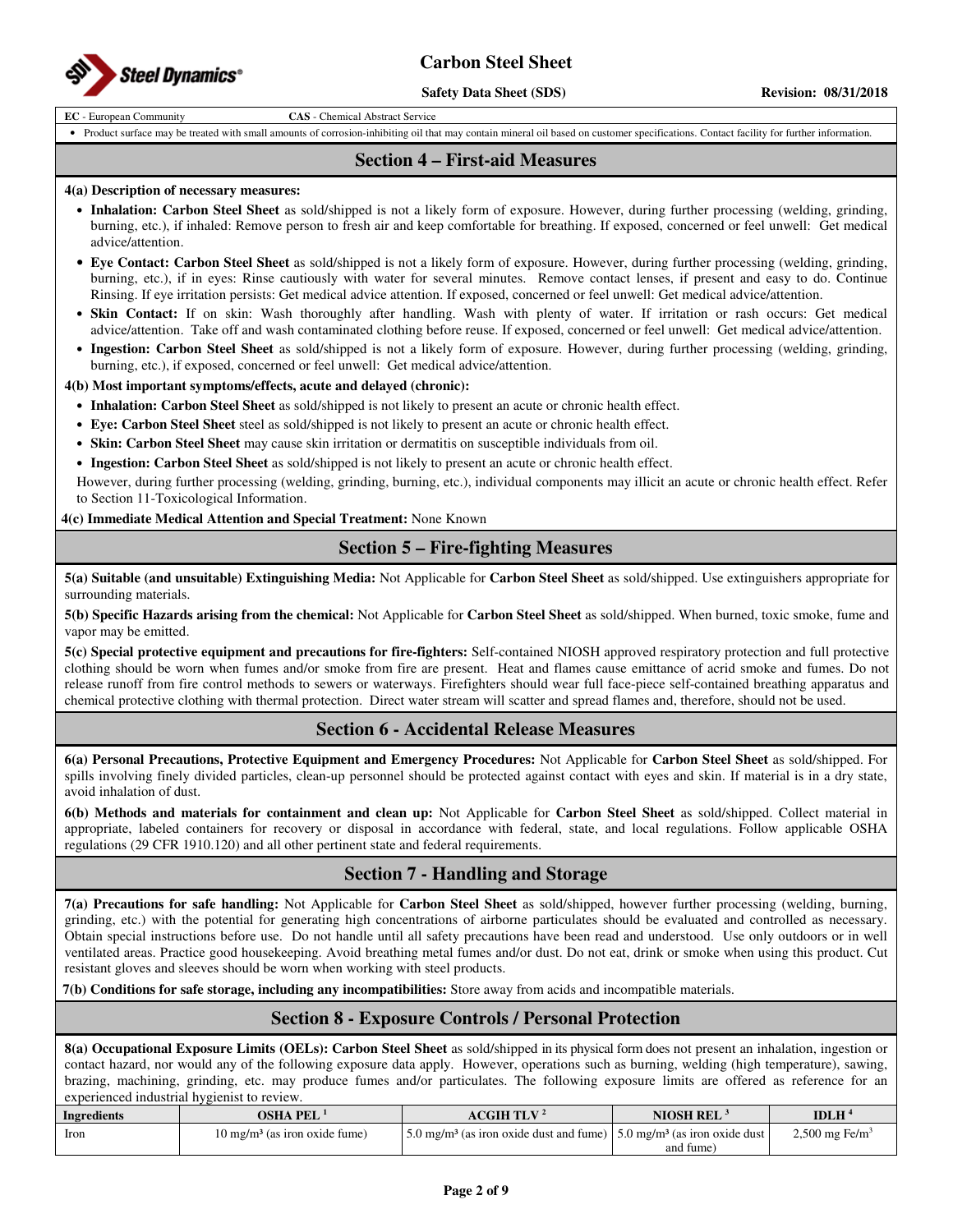**EC** - European Community **CAS** - Chemical Abstract Service

- Product surface may be treated with small amounts of corrosion-inhibiting oil that may contain mineral oil based on customer specifications. Contact facility for further information.

## Section 4 – First-aid Measures

**4(a) Description of necessary measures:**

- **Inhalation: Carbon Steel Sheet** as sold/shipped is not a likely form of exposure. However, during further processing (welding, grinding, burning, etc.), if inhaled: Remove person to fresh air and keep comfortable for breathing. If exposed, concerned or feel unwell: Get medical advice/attention.
- **Eye Contact: Carbon Steel Sheet** as sold/shipped is not a likely form of exposure. However, during further processing (welding, grinding, burning, etc.), if in eyes: Rinse cautiously with water for several minutes. Remove contact lenses, if present and easy to do. Continue Rinsing. If eye irritation persists: Get medical advice attention. If exposed, concerned or feel unwell: Get medical advice/attention.
- **Skin Contact:** If on skin: Wash thoroughly after handling. Wash with plenty of water. If irritation or rash occurs: Get medical advice/attention. Take off and wash contaminated clothing before reuse. If exposed, concerned or feel unwell: Get medical advice/attention.
- **Ingestion: Carbon Steel Sheet** as sold/shipped is not a likely form of exposure. However, during further processing (welding, grinding, burning, etc.), if exposed, concerned or feel unwell: Get medical advice/attention.

**4(b) Most important symptoms/effects, acute and delayed (chronic):**

- **Inhalation: Carbon Steel Sheet** as sold/shipped is not likely to present an acute or chronic health effect.
- **Eye: Carbon Steel Sheet** steel as sold/shipped is not likely to present an acute or chronic health effect.
- **Skin: Carbon Steel Sheet** may cause skin irritation or dermatitis on susceptible individuals from oil.
- **Ingestion: Carbon Steel Sheet** as sold/shipped is not likely to present an acute or chronic health effect.

However, during further processing (welding, grinding, burning, etc.), individual components may illicit an acute or chronic health effect. Refer to Section 11-Toxicological Information.

**4(c) Immediate Medical Attention and Special Treatment:** None Known

## Section 5 – Fire-fighting Measures

**5(a) Suitable (and unsuitable) Extinguishing Media:** Not Applicable for **Carbon Steel Sheet** as sold/shipped. Use extinguishers appropriate for surrounding materials.

**5(b) Specific Hazards arising from the chemical:** Not Applicable for **Carbon Steel Sheet** as sold/shipped. When burned, toxic smoke, fume and vapor may be emitted.

**5(c) Special protective equipment and precautions for fire-fighters:** Self-contained NIOSH approved respiratory protection and full protective clothing should be worn when fumes and/or smoke from fire are present. Heat and flames cause emittance of acrid smoke and fumes. Do not release runoff from fire control methods to sewers or waterways. Firefighters should wear full face-piece self-contained breathing apparatus and chemical protective clothing with thermal protection. Direct water stream will scatter and spread flames and, therefore, should not be used.

## Section 6 - Accidental Release Measures

**6(a) Personal Precautions, Protective Equipment and Emergency Procedures:** Not Applicable for **Carbon Steel Sheet** as sold/shipped. For spills involving finely divided particles, clean-up personnel should be protected against contact with eyes and skin. If material is in a dry state, avoid inhalation of dust.

**6(b) Methods and materials for containment and clean up:** Not Applicable for **Carbon Steel Sheet** as sold/shipped. Collect material in appropriate, labeled containers for recovery or disposal in accordance with federal, state, and local regulations. Follow applicable OSHA regulations (29 CFR 1910.120) and all other pertinent state and federal requirements.

## Section 7 - Handling and Storage

**7(a) Precautions for safe handling:** Not Applicable for **Carbon Steel Sheet** as sold/shipped, however further processing (welding, burning, grinding, etc.) with the potential for generating high concentrations of airborne particulates should be evaluated and controlled as necessary. Obtain special instructions before use. Do not handle until all safety precautions have been read and understood. Use only outdoors or in well ventilated areas. Practice good housekeeping. Avoid breathing metal fumes and/or dust. Do not eat, drink or smoke when using this product. Cut resistant gloves and sleeves should be worn when working with steel products.

**7(b) Conditions for safe storage, including any incompatibilities:** Store away from acids and incompatible materials.

## Section 8 - Exposure Controls / Personal Protection

**8(a) Occupational Exposure Limits (OELs): Carbon Steel Sheet** as sold/shipped in its physical form does not present an inhalation, ingestion or contact hazard, nor would any of the following exposure data apply. However, operations such as burning, welding (high temperature), sawing, brazing, machining, grinding, etc. may produce fumes and/or particulates. The following exposure limits are offered as reference for an experienced industrial hygienist to review.

| Ingredients | OSHA PEL [1] | ACGIH TLV [2] | NIOSH REL [3] | IDLH [4] |
|---|---|---|---|---|
| Iron | 10 mg/m³ (as iron oxide fume) | 5.0 mg/m³ (as iron oxide dust and fume) | 5.0 mg/m³ (as iron oxide dust and fume) | 2,500 mg Fe/m³ |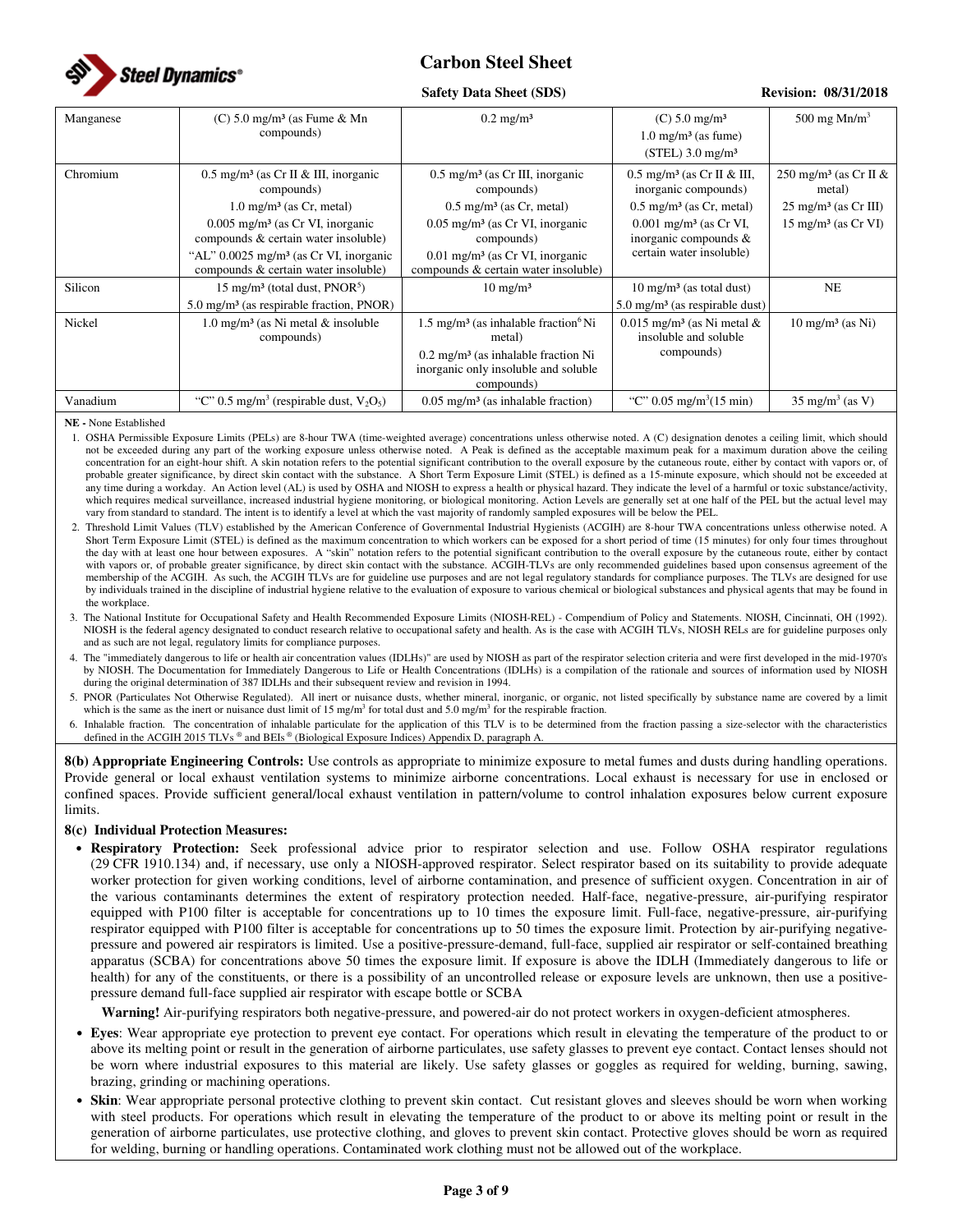| Manganese | (C) 5.0 mg/m³ (as Fume & Mn compounds) | 0.2 mg/m³ | (C) 5.0 mg/m³<br>1.0 mg/m³ (as fume)<br>(STEL) 3.0 mg/m³ | 500 mg Mn/m³ |
|---|---|---|---|---|
| Chromium | 0.5 mg/m³ (as Cr II & III, inorganic compounds)<br>1.0 mg/m³ (as Cr, metal)<br>0.005 mg/m³ (as Cr VI, inorganic compounds & certain water insoluble)<br>"AL" 0.0025 mg/m³ (as Cr VI, inorganic compounds & certain water insoluble) | 0.5 mg/m³ (as Cr III, inorganic compounds)<br>0.5 mg/m³ (as Cr, metal)<br>0.05 mg/m³ (as Cr VI, inorganic compounds)<br>0.01 mg/m³ (as Cr VI, inorganic compounds & certain water insoluble) | 0.5 mg/m³ (as Cr II & III, inorganic compounds)<br>0.5 mg/m³ (as Cr, metal)<br>0.001 mg/m³ (as Cr VI, inorganic compounds & certain water insoluble) | 250 mg/m³ (as Cr II & metal)<br>25 mg/m³ (as Cr III)<br>15 mg/m³ (as Cr VI) |
| Silicon | 15 mg/m³ (total dust, PNOR[5])<br>5.0 mg/m³ (as respirable fraction, PNOR) | 10 mg/m³ | 10 mg/m³ (as total dust)<br>5.0 mg/m³ (as respirable dust) | NE |
| Nickel | 1.0 mg/m³ (as Ni metal & insoluble compounds) | 1.5 mg/m³ (as inhalable fraction[6] Ni metal)<br>0.2 mg/m³ (as inhalable fraction Ni inorganic only insoluble and soluble compounds) | 0.015 mg/m³ (as Ni metal & insoluble and soluble compounds) | 10 mg/m³ (as Ni) |
| Vanadium | "C" 0.5 mg/m³ (respirable dust, $V_2O_5$) | 0.05 mg/m³ (as inhalable fraction) | "C" 0.05 mg/m³(15 min) | 35 mg/m³ (as V) |

**NE -** None Established

1. OSHA Permissible Exposure Limits (PELs) are 8-hour TWA (time-weighted average) concentrations unless otherwise noted. A (C) designation denotes a ceiling limit, which should not be exceeded during any part of the working exposure unless otherwise noted. A Peak is defined as the acceptable maximum peak for a maximum duration above the ceiling concentration for an eight-hour shift. A skin notation refers to the potential significant contribution to the overall exposure by the cutaneous route, either by contact with vapors or, of probable greater significance, by direct skin contact with the substance. A Short Term Exposure Limit (STEL) is defined as a 15-minute exposure, which should not be exceeded at any time during a workday. An Action level (AL) is used by OSHA and NIOSH to express a health or physical hazard. They indicate the level of a harmful or toxic substance/activity, which requires medical surveillance, increased industrial hygiene monitoring, or biological monitoring. Action Levels are generally set at one half of the PEL but the actual level may vary from standard to standard. The intent is to identify a level at which the vast majority of randomly sampled exposures will be below the PEL.
2. Threshold Limit Values (TLV) established by the American Conference of Governmental Industrial Hygienists (ACGIH) are 8-hour TWA concentrations unless otherwise noted. A Short Term Exposure Limit (STEL) is defined as the maximum concentration to which workers can be exposed for a short period of time (15 minutes) for only four times throughout the day with at least one hour between exposures. A "skin" notation refers to the potential significant contribution to the overall exposure by the cutaneous route, either by contact with vapors or, of probable greater significance, by direct skin contact with the substance. ACGIH-TLVs are only recommended guidelines based upon consensus agreement of the membership of the ACGIH. As such, the ACGIH TLVs are for guideline use purposes and are not legal regulatory standards for compliance purposes. The TLVs are designed for use by individuals trained in the discipline of industrial hygiene relative to the evaluation of exposure to various chemical or biological substances and physical agents that may be found in the workplace.
3. The National Institute for Occupational Safety and Health Recommended Exposure Limits (NIOSH-REL) - Compendium of Policy and Statements. NIOSH, Cincinnati, OH (1992). NIOSH is the federal agency designated to conduct research relative to occupational safety and health. As is the case with ACGIH TLVs, NIOSH RELs are for guideline purposes only and as such are not legal, regulatory limits for compliance purposes.
4. The "immediately dangerous to life or health air concentration values (IDLHs)" are used by NIOSH as part of the respirator selection criteria and were first developed in the mid-1970's by NIOSH. The Documentation for Immediately Dangerous to Life or Health Concentrations (IDLHs) is a compilation of the rationale and sources of information used by NIOSH during the original determination of 387 IDLHs and their subsequent review and revision in 1994.
5. PNOR (Particulates Not Otherwise Regulated). All inert or nuisance dusts, whether mineral, inorganic, or organic, not listed specifically by substance name are covered by a limit which is the same as the inert or nuisance dust limit of 15 mg/m³ for total dust and 5.0 mg/m³ for the respirable fraction.
6. Inhalable fraction. The concentration of inhalable particulate for the application of this TLV is to be determined from the fraction passing a size-selector with the characteristics defined in the ACGIH 2015 TLVs ® and BEIs ® (Biological Exposure Indices) Appendix D, paragraph A.

**8(b) Appropriate Engineering Controls:** Use controls as appropriate to minimize exposure to metal fumes and dusts during handling operations. Provide general or local exhaust ventilation systems to minimize airborne concentrations. Local exhaust is necessary for use in enclosed or confined spaces. Provide sufficient general/local exhaust ventilation in pattern/volume to control inhalation exposures below current exposure limits.

**8(c) Individual Protection Measures:**

- **Respiratory Protection:** Seek professional advice prior to respirator selection and use. Follow OSHA respirator regulations (29 CFR 1910.134) and, if necessary, use only a NIOSH-approved respirator. Select respirator based on its suitability to provide adequate worker protection for given working conditions, level of airborne contamination, and presence of sufficient oxygen. Concentration in air of the various contaminants determines the extent of respiratory protection needed. Half-face, negative-pressure, air-purifying respirator equipped with P100 filter is acceptable for concentrations up to 10 times the exposure limit. Full-face, negative-pressure, air-purifying respirator equipped with P100 filter is acceptable for concentrations up to 50 times the exposure limit. Protection by air-purifying negative-pressure and powered air respirators is limited. Use a positive-pressure-demand, full-face, supplied air respirator or self-contained breathing apparatus (SCBA) for concentrations above 50 times the exposure limit. If exposure is above the IDLH (Immediately dangerous to life or health) for any of the constituents, or there is a possibility of an uncontrolled release or exposure levels are unknown, then use a positive-pressure demand full-face supplied air respirator with escape bottle or SCBA

  **Warning!** Air-purifying respirators both negative-pressure, and powered-air do not protect workers in oxygen-deficient atmospheres.

- **Eyes**: Wear appropriate eye protection to prevent eye contact. For operations which result in elevating the temperature of the product to or above its melting point or result in the generation of airborne particulates, use safety glasses to prevent eye contact. Contact lenses should not be worn where industrial exposures to this material are likely. Use safety glasses or goggles as required for welding, burning, sawing, brazing, grinding or machining operations.
- **Skin**: Wear appropriate personal protective clothing to prevent skin contact. Cut resistant gloves and sleeves should be worn when working with steel products. For operations which result in elevating the temperature of the product to or above its melting point or result in the generation of airborne particulates, use protective clothing, and gloves to prevent skin contact. Protective gloves should be worn as required for welding, burning or handling operations. Contaminated work clothing must not be allowed out of the workplace.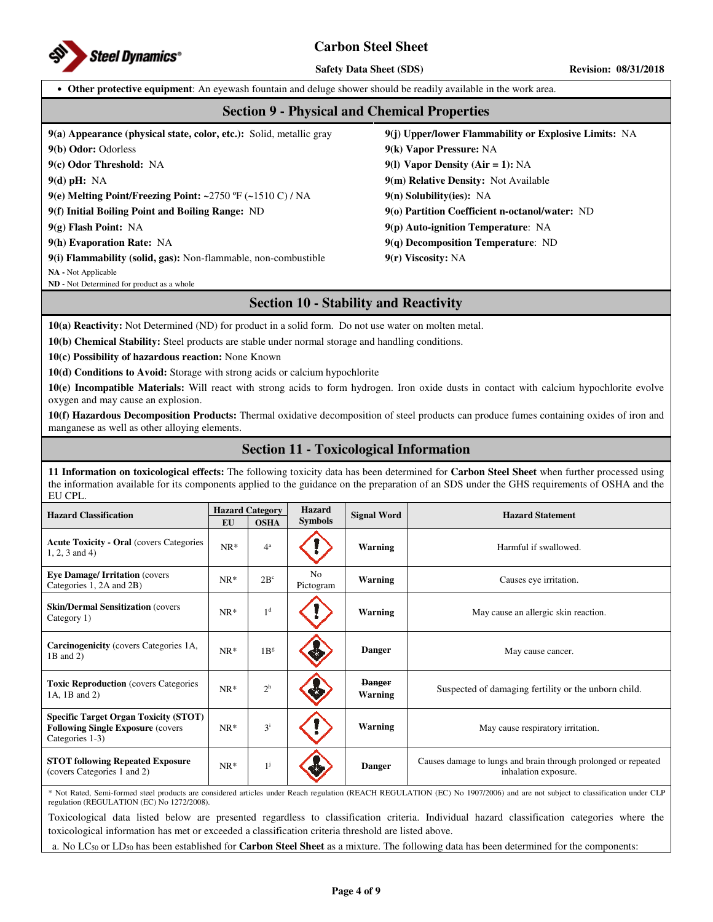- **Other protective equipment**: An eyewash fountain and deluge shower should be readily available in the work area.

## Section 9 - Physical and Chemical Properties

**9(a) Appearance (physical state, color, etc.):** Solid, metallic gray
**9(b) Odor:** Odorless
**9(c) Odor Threshold:** NA
**9(d) pH:** NA
**9(e) Melting Point/Freezing Point:** ~2750 ºF (~1510 C) / NA
**9(f) Initial Boiling Point and Boiling Range:** ND
**9(g) Flash Point:** NA
**9(h) Evaporation Rate:** NA
**9(i) Flammability (solid, gas):** Non-flammable, non-combustible
**9(j) Upper/lower Flammability or Explosive Limits:** NA
**9(k) Vapor Pressure:** NA
**9(l) Vapor Density (Air = 1):** NA
**9(m) Relative Density:** Not Available
**9(n) Solubility(ies):** NA
**9(o) Partition Coefficient n-octanol/water:** ND
**9(p) Auto-ignition Temperature**: NA
**9(q) Decomposition Temperature**: ND
**9(r) Viscosity:** NA

**NA -** Not Applicable
**ND -** Not Determined for product as a whole

## Section 10 - Stability and Reactivity

**10(a) Reactivity:** Not Determined (ND) for product in a solid form. Do not use water on molten metal.

**10(b) Chemical Stability:** Steel products are stable under normal storage and handling conditions.

**10(c) Possibility of hazardous reaction:** None Known

**10(d) Conditions to Avoid:** Storage with strong acids or calcium hypochlorite

**10(e) Incompatible Materials:** Will react with strong acids to form hydrogen. Iron oxide dusts in contact with calcium hypochlorite evolve oxygen and may cause an explosion.

**10(f) Hazardous Decomposition Products:** Thermal oxidative decomposition of steel products can produce fumes containing oxides of iron and manganese as well as other alloying elements.

## Section 11 - Toxicological Information

**11 Information on toxicological effects:** The following toxicity data has been determined for **Carbon Steel Sheet** when further processed using the information available for its components applied to the guidance on the preparation of an SDS under the GHS requirements of OSHA and the EU CPL.

| Hazard Classification | Hazard Category | | Hazard Symbols | Signal Word | Hazard Statement |
|---|---|---|---|---|---|
| | EU | OSHA | | | |
| **Acute Toxicity - Oral** (covers Categories 1, 2, 3 and 4) | NR* | 4[a] | | **Warning** | Harmful if swallowed. |
| **Eye Damage/ Irritation** (covers Categories 1, 2A and 2B) | NR* | 2B[c] | No Pictogram | **Warning** | Causes eye irritation. |
| **Skin/Dermal Sensitization** (covers Category 1) | NR* | 1[d] | | **Warning** | May cause an allergic skin reaction. |
| **Carcinogenicity** (covers Categories 1A, 1B and 2) | NR* | 1B[g] | | **Danger** | May cause cancer. |
| **Toxic Reproduction** (covers Categories 1A, 1B and 2) | NR* | 2[h] | | ~~**Danger**~~ **Warning** | Suspected of damaging fertility or the unborn child. |
| **Specific Target Organ Toxicity (STOT) Following Single Exposure** (covers Categories 1-3) | NR* | 3[i] | | **Warning** | May cause respiratory irritation. |
| **STOT following Repeated Exposure** (covers Categories 1 and 2) | NR* | 1[j] | | **Danger** | Causes damage to lungs and brain through prolonged or repeated inhalation exposure. |

\* Not Rated, Semi-formed steel products are considered articles under Reach regulation (REACH REGULATION (EC) No 1907/2006) and are not subject to classification under CLP regulation (REGULATION (EC) No 1272/2008).

Toxicological data listed below are presented regardless to classification criteria. Individual hazard classification categories where the toxicological information has met or exceeded a classification criteria threshold are listed above.

a. No $LC_{50}$ or $LD_{50}$ has been established for **Carbon Steel Sheet** as a mixture. The following data has been determined for the components: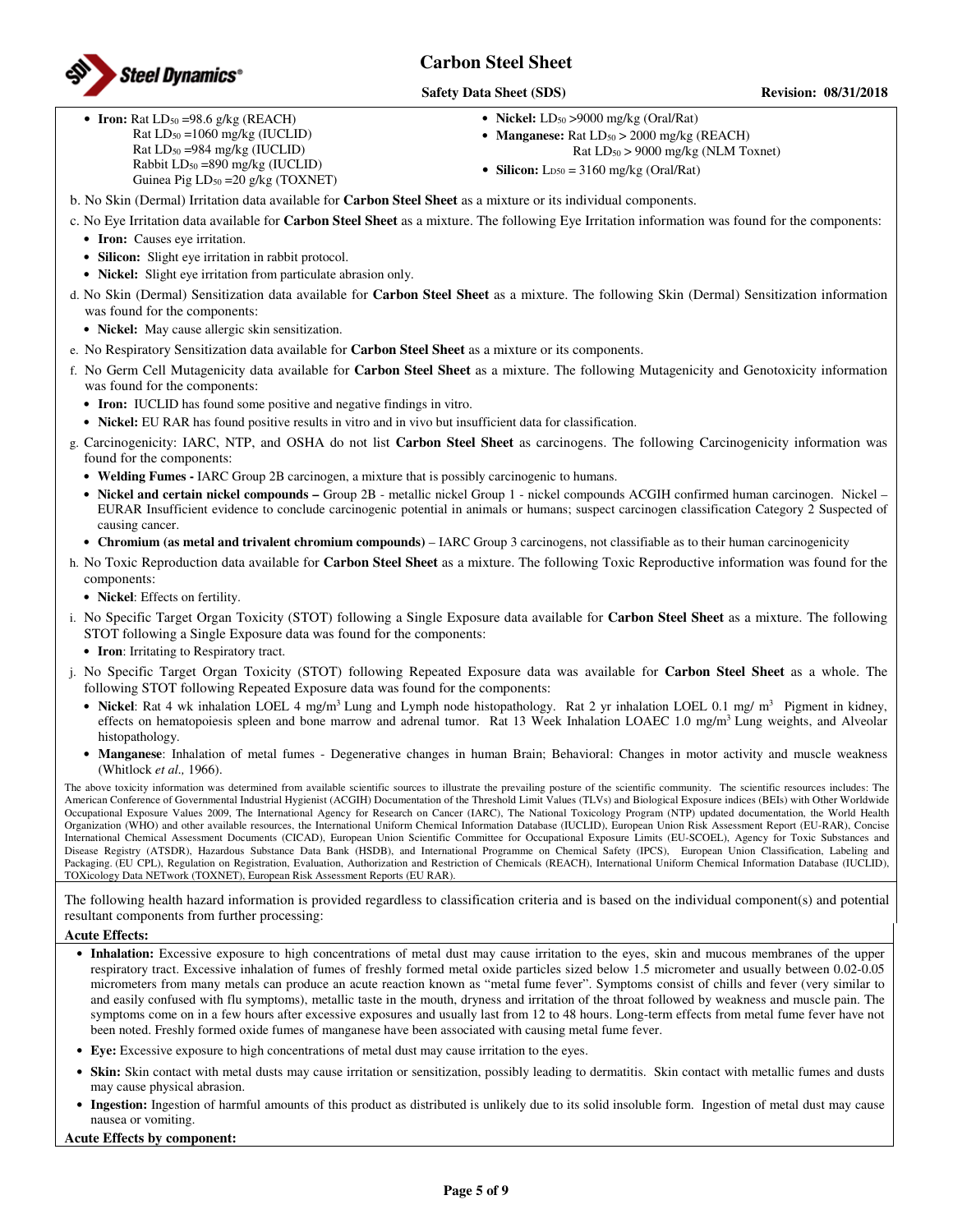- **Iron:** Rat $LD_{50}$ =98.6 g/kg (REACH)
  Rat $LD_{50}$ =1060 mg/kg (IUCLID)
  Rat $LD_{50}$ =984 mg/kg (IUCLID)
  Rabbit $LD_{50}$ =890 mg/kg (IUCLID)
  Guinea Pig $LD_{50}$ =20 g/kg (TOXNET)
- **Nickel:** $LD_{50}$ >9000 mg/kg (Oral/Rat)
- **Manganese:** Rat $LD_{50}$ > 2000 mg/kg (REACH)
  Rat $LD_{50}$ > 9000 mg/kg (NLM Toxnet)
- **Silicon:** $LD_{50}$ = 3160 mg/kg (Oral/Rat)

b. No Skin (Dermal) Irritation data available for **Carbon Steel Sheet** as a mixture or its individual components.

c. No Eye Irritation data available for **Carbon Steel Sheet** as a mixture. The following Eye Irritation information was found for the components:
- **Iron:** Causes eye irritation.
- **Silicon:** Slight eye irritation in rabbit protocol.
- **Nickel:** Slight eye irritation from particulate abrasion only.

d. No Skin (Dermal) Sensitization data available for **Carbon Steel Sheet** as a mixture. The following Skin (Dermal) Sensitization information was found for the components:
- **Nickel:** May cause allergic skin sensitization.

e. No Respiratory Sensitization data available for **Carbon Steel Sheet** as a mixture or its components.

f. No Germ Cell Mutagenicity data available for **Carbon Steel Sheet** as a mixture. The following Mutagenicity and Genotoxicity information was found for the components:
- **Iron:** IUCLID has found some positive and negative findings in vitro.
- **Nickel:** EU RAR has found positive results in vitro and in vivo but insufficient data for classification.

g. Carcinogenicity: IARC, NTP, and OSHA do not list **Carbon Steel Sheet** as carcinogens. The following Carcinogenicity information was found for the components:
- **Welding Fumes -** IARC Group 2B carcinogen, a mixture that is possibly carcinogenic to humans.
- **Nickel and certain nickel compounds –** Group 2B - metallic nickel Group 1 - nickel compounds ACGIH confirmed human carcinogen. Nickel – EURAR Insufficient evidence to conclude carcinogenic potential in animals or humans; suspect carcinogen classification Category 2 Suspected of causing cancer.
- **Chromium (as metal and trivalent chromium compounds)** – IARC Group 3 carcinogens, not classifiable as to their human carcinogenicity

h. No Toxic Reproduction data available for **Carbon Steel Sheet** as a mixture. The following Toxic Reproductive information was found for the components:
- **Nickel**: Effects on fertility.

i. No Specific Target Organ Toxicity (STOT) following a Single Exposure data available for **Carbon Steel Sheet** as a mixture. The following STOT following a Single Exposure data was found for the components:
- **Iron**: Irritating to Respiratory tract.

j. No Specific Target Organ Toxicity (STOT) following Repeated Exposure data was available for **Carbon Steel Sheet** as a whole. The following STOT following Repeated Exposure data was found for the components:
- **Nickel**: Rat 4 wk inhalation LOEL 4 $mg/m^3$ Lung and Lymph node histopathology. Rat 2 yr inhalation LOEL 0.1 mg/ $m^3$ Pigment in kidney, effects on hematopoiesis spleen and bone marrow and adrenal tumor. Rat 13 Week Inhalation LOAEC 1.0 $mg/m^3$ Lung weights, and Alveolar histopathology.
- **Manganese**: Inhalation of metal fumes - Degenerative changes in human Brain; Behavioral: Changes in motor activity and muscle weakness (Whitlock *et al.,* 1966).

The above toxicity information was determined from available scientific sources to illustrate the prevailing posture of the scientific community. The scientific resources includes: The American Conference of Governmental Industrial Hygienist (ACGIH) Documentation of the Threshold Limit Values (TLVs) and Biological Exposure indices (BEIs) with Other Worldwide Occupational Exposure Values 2009, The International Agency for Research on Cancer (IARC), The National Toxicology Program (NTP) updated documentation, the World Health Organization (WHO) and other available resources, the International Uniform Chemical Information Database (IUCLID), European Union Risk Assessment Report (EU-RAR), Concise International Chemical Assessment Documents (CICAD), European Union Scientific Committee for Occupational Exposure Limits (EU-SCOEL), Agency for Toxic Substances and Disease Registry (ATSDR), Hazardous Substance Data Bank (HSDB), and International Programme on Chemical Safety (IPCS), European Union Classification, Labeling and Packaging. (EU CPL), Regulation on Registration, Evaluation, Authorization and Restriction of Chemicals (REACH), International Uniform Chemical Information Database (IUCLID), TOXicology Data NETwork (TOXNET), European Risk Assessment Reports (EU RAR).

The following health hazard information is provided regardless to classification criteria and is based on the individual component(s) and potential resultant components from further processing:

**Acute Effects:**

- **Inhalation:** Excessive exposure to high concentrations of metal dust may cause irritation to the eyes, skin and mucous membranes of the upper respiratory tract. Excessive inhalation of fumes of freshly formed metal oxide particles sized below 1.5 micrometer and usually between 0.02-0.05 micrometers from many metals can produce an acute reaction known as "metal fume fever". Symptoms consist of chills and fever (very similar to and easily confused with flu symptoms), metallic taste in the mouth, dryness and irritation of the throat followed by weakness and muscle pain. The symptoms come on in a few hours after excessive exposures and usually last from 12 to 48 hours. Long-term effects from metal fume fever have not been noted. Freshly formed oxide fumes of manganese have been associated with causing metal fume fever.
- **Eye:** Excessive exposure to high concentrations of metal dust may cause irritation to the eyes.
- **Skin:** Skin contact with metal dusts may cause irritation or sensitization, possibly leading to dermatitis. Skin contact with metallic fumes and dusts may cause physical abrasion.
- **Ingestion:** Ingestion of harmful amounts of this product as distributed is unlikely due to its solid insoluble form. Ingestion of metal dust may cause nausea or vomiting.

**Acute Effects by component:**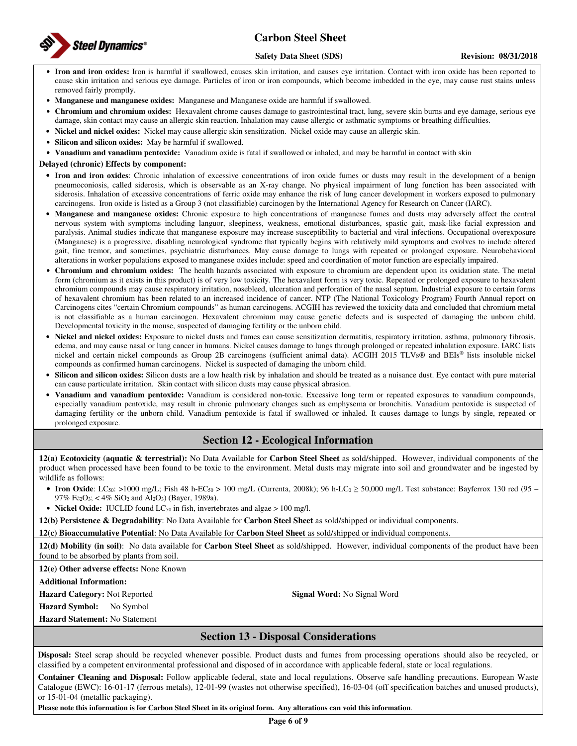- **Iron and iron oxides:** Iron is harmful if swallowed, causes skin irritation, and causes eye irritation. Contact with iron oxide has been reported to cause skin irritation and serious eye damage. Particles of iron or iron compounds, which become imbedded in the eye, may cause rust stains unless removed fairly promptly.
- **Manganese and manganese oxides:** Manganese and Manganese oxide are harmful if swallowed.
- **Chromium and chromium oxides:** Hexavalent chrome causes damage to gastrointestinal tract, lung, severe skin burns and eye damage, serious eye damage, skin contact may cause an allergic skin reaction. Inhalation may cause allergic or asthmatic symptoms or breathing difficulties.
- **Nickel and nickel oxides:** Nickel may cause allergic skin sensitization. Nickel oxide may cause an allergic skin.
- **Silicon and silicon oxides:** May be harmful if swallowed.
- **Vanadium and vanadium pentoxide:** Vanadium oxide is fatal if swallowed or inhaled, and may be harmful in contact with skin

**Delayed (chronic) Effects by component:**

- **Iron and iron oxides**: Chronic inhalation of excessive concentrations of iron oxide fumes or dusts may result in the development of a benign pneumoconiosis, called siderosis, which is observable as an X-ray change. No physical impairment of lung function has been associated with siderosis. Inhalation of excessive concentrations of ferric oxide may enhance the risk of lung cancer development in workers exposed to pulmonary carcinogens. Iron oxide is listed as a Group 3 (not classifiable) carcinogen by the International Agency for Research on Cancer (IARC).
- **Manganese and manganese oxides:** Chronic exposure to high concentrations of manganese fumes and dusts may adversely affect the central nervous system with symptoms including languor, sleepiness, weakness, emotional disturbances, spastic gait, mask-like facial expression and paralysis. Animal studies indicate that manganese exposure may increase susceptibility to bacterial and viral infections. Occupational overexposure (Manganese) is a progressive, disabling neurological syndrome that typically begins with relatively mild symptoms and evolves to include altered gait, fine tremor, and sometimes, psychiatric disturbances. May cause damage to lungs with repeated or prolonged exposure. Neurobehavioral alterations in worker populations exposed to manganese oxides include: speed and coordination of motor function are especially impaired.
- **Chromium and chromium oxides:** The health hazards associated with exposure to chromium are dependent upon its oxidation state. The metal form (chromium as it exists in this product) is of very low toxicity. The hexavalent form is very toxic. Repeated or prolonged exposure to hexavalent chromium compounds may cause respiratory irritation, nosebleed, ulceration and perforation of the nasal septum. Industrial exposure to certain forms of hexavalent chromium has been related to an increased incidence of cancer. NTP (The National Toxicology Program) Fourth Annual report on Carcinogens cites "certain Chromium compounds" as human carcinogens. ACGIH has reviewed the toxicity data and concluded that chromium metal is not classifiable as a human carcinogen. Hexavalent chromium may cause genetic defects and is suspected of damaging the unborn child. Developmental toxicity in the mouse, suspected of damaging fertility or the unborn child.
- **Nickel and nickel oxides:** Exposure to nickel dusts and fumes can cause sensitization dermatitis, respiratory irritation, asthma, pulmonary fibrosis, edema, and may cause nasal or lung cancer in humans. Nickel causes damage to lungs through prolonged or repeated inhalation exposure. IARC lists nickel and certain nickel compounds as Group 2B carcinogens (sufficient animal data). ACGIH 2015 TLVs® and BEIs® lists insoluble nickel compounds as confirmed human carcinogens. Nickel is suspected of damaging the unborn child.
- **Silicon and silicon oxides:** Silicon dusts are a low health risk by inhalation and should be treated as a nuisance dust. Eye contact with pure material can cause particulate irritation. Skin contact with silicon dusts may cause physical abrasion.
- **Vanadium and vanadium pentoxide:** Vanadium is considered non-toxic. Excessive long term or repeated exposures to vanadium compounds, especially vanadium pentoxide, may result in chronic pulmonary changes such as emphysema or bronchitis. Vanadium pentoxide is suspected of damaging fertility or the unborn child. Vanadium pentoxide is fatal if swallowed or inhaled. It causes damage to lungs by single, repeated or prolonged exposure.

## Section 12 - Ecological Information

**12(a) Ecotoxicity (aquatic & terrestrial):** No Data Available for **Carbon Steel Sheet** as sold/shipped. However, individual components of the product when processed have been found to be toxic to the environment. Metal dusts may migrate into soil and groundwater and be ingested by wildlife as follows:

- **Iron Oxide**: $LC_{50}$: >1000 mg/L; Fish 48 h-$EC_{50}$ > 100 mg/L (Currenta, 2008k); 96 h-$LC_0 \geq$ 50,000 mg/L Test substance: Bayferrox 130 red (95 – 97% $Fe_2O_3$; < 4% $SiO_2$ and $Al_2O_3$) (Bayer, 1989a).
- **Nickel Oxide:** IUCLID found $LC_{50}$ in fish, invertebrates and algae > 100 mg/l.

**12(b) Persistence & Degradability**: No Data Available for **Carbon Steel Sheet** as sold/shipped or individual components.

**12(c) Bioaccumulative Potential**: No Data Available for **Carbon Steel Sheet** as sold/shipped or individual components.

**12(d) Mobility (in soil)**: No data available for **Carbon Steel Sheet** as sold/shipped. However, individual components of the product have been found to be absorbed by plants from soil.

**12(e) Other adverse effects:** None Known

**Additional Information:**

**Hazard Category:** Not Reported

**Signal Word:** No Signal Word

**Hazard Symbol:** No Symbol

**Hazard Statement:** No Statement

## Section 13 - Disposal Considerations

**Disposal:** Steel scrap should be recycled whenever possible. Product dusts and fumes from processing operations should also be recycled, or classified by a competent environmental professional and disposed of in accordance with applicable federal, state or local regulations.

**Container Cleaning and Disposal:** Follow applicable federal, state and local regulations. Observe safe handling precautions. European Waste Catalogue (EWC): 16-01-17 (ferrous metals), 12-01-99 (wastes not otherwise specified), 16-03-04 (off specification batches and unused products), or 15-01-04 (metallic packaging).

**Please note this information is for Carbon Steel Sheet in its original form. Any alterations can void this information**.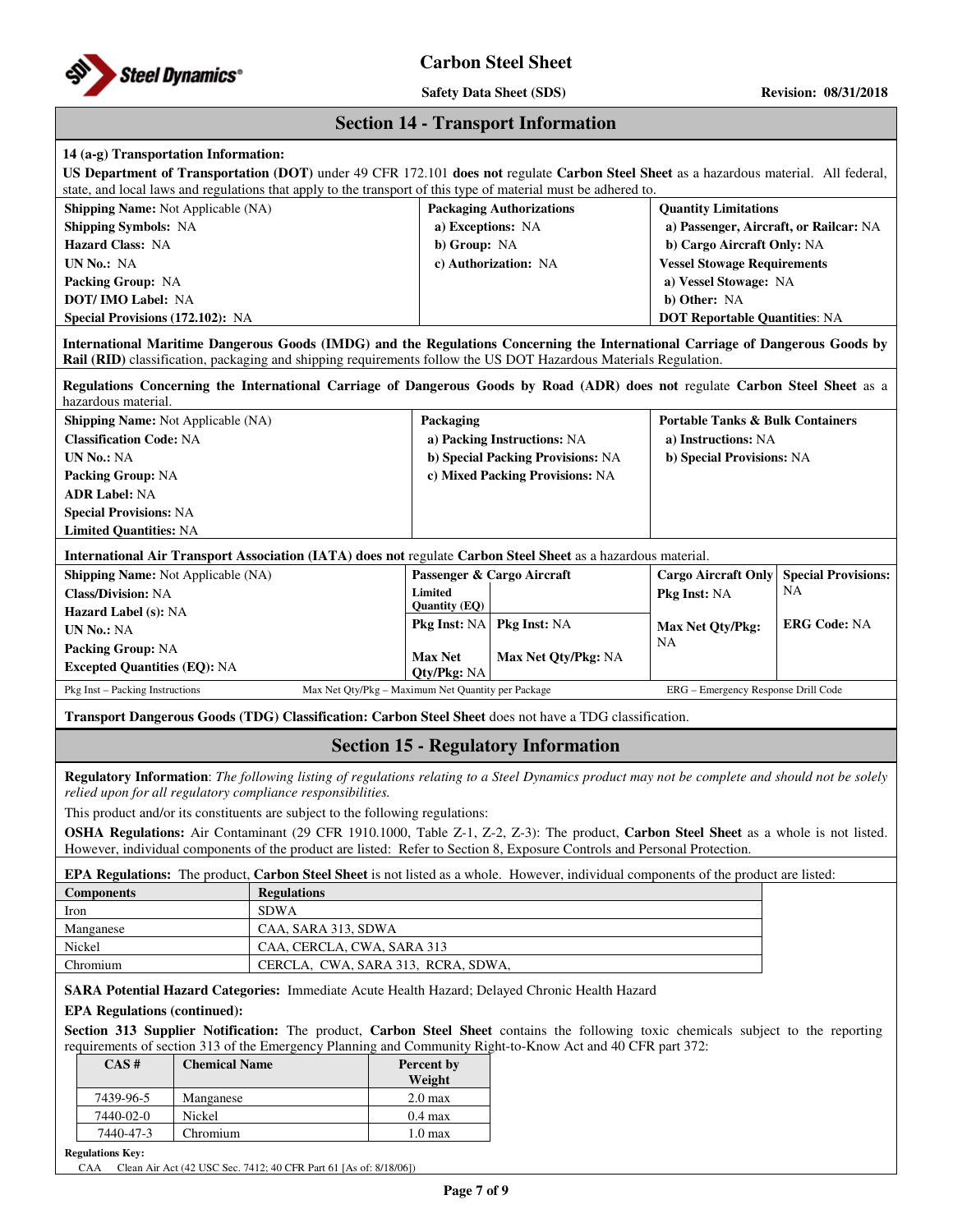## Section 14 - Transport Information

**14 (a-g) Transportation Information:**

**US Department of Transportation (DOT)** under 49 CFR 172.101 **does not** regulate **Carbon Steel Sheet** as a hazardous material. All federal, state, and local laws and regulations that apply to the transport of this type of material must be adhered to.

| | | |
|---|---|---|
| **Shipping Name:** Not Applicable (NA) | **Packaging Authorizations** | **Quantity Limitations** |
| **Shipping Symbols:** NA | **a) Exceptions:** NA | **a) Passenger, Aircraft, or Railcar:** NA |
| **Hazard Class:** NA | **b) Group:** NA | **b) Cargo Aircraft Only:** NA |
| **UN No.:** NA | **c) Authorization:** NA | **Vessel Stowage Requirements** |
| **Packing Group:** NA | | **a) Vessel Stowage:** NA |
| **DOT/ IMO Label:** NA | | **b) Other:** NA |
| **Special Provisions (172.102):** NA | | **DOT Reportable Quantities**: NA |

**International Maritime Dangerous Goods (IMDG) and the Regulations Concerning the International Carriage of Dangerous Goods by Rail (RID)** classification, packaging and shipping requirements follow the US DOT Hazardous Materials Regulation.

**Regulations Concerning the International Carriage of Dangerous Goods by Road (ADR) does not** regulate **Carbon Steel Sheet** as a hazardous material.

| | | |
|---|---|---|
| **Shipping Name:** Not Applicable (NA) | **Packaging** | **Portable Tanks & Bulk Containers** |
| **Classification Code:** NA | **a) Packing Instructions:** NA | **a) Instructions:** NA |
| **UN No.:** NA | **b) Special Packing Provisions:** NA | **b) Special Provisions:** NA |
| **Packing Group:** NA | **c) Mixed Packing Provisions:** NA | |
| **ADR Label:** NA | | |
| **Special Provisions:** NA | | |
| **Limited Quantities:** NA | | |

**International Air Transport Association (IATA) does not** regulate **Carbon Steel Sheet** as a hazardous material.

| | | | | |
|---|---|---|---|---|
| **Shipping Name:** Not Applicable (NA) | **Passenger & Cargo Aircraft** | | **Cargo Aircraft Only** | **Special Provisions:** NA |
| **Class/Division:** NA | **Limited Quantity (EQ)** | | **Pkg Inst:** NA | |
| **Hazard Label (s):** NA | **Pkg Inst:** NA | **Pkg Inst:** NA | **Max Net Qty/Pkg:** NA | **ERG Code:** NA |
| **UN No.:** NA | | | | |
| **Packing Group:** NA | **Max Net Qty/Pkg:** NA | **Max Net Qty/Pkg:** NA | | |
| **Excepted Quantities (EQ):** NA | | | | |

Pkg Inst – Packing Instructions    Max Net Qty/Pkg – Maximum Net Quantity per Package    ERG – Emergency Response Drill Code

**Transport Dangerous Goods (TDG) Classification: Carbon Steel Sheet** does not have a TDG classification.

## Section 15 - Regulatory Information

**Regulatory Information**: *The following listing of regulations relating to a Steel Dynamics product may not be complete and should not be solely relied upon for all regulatory compliance responsibilities.*

This product and/or its constituents are subject to the following regulations:

**OSHA Regulations:** Air Contaminant (29 CFR 1910.1000, Table Z-1, Z-2, Z-3): The product, **Carbon Steel Sheet** as a whole is not listed. However, individual components of the product are listed: Refer to Section 8, Exposure Controls and Personal Protection.

**EPA Regulations:** The product, **Carbon Steel Sheet** is not listed as a whole. However, individual components of the product are listed:

| Components | Regulations |
|---|---|
| Iron | SDWA |
| Manganese | CAA, SARA 313, SDWA |
| Nickel | CAA, CERCLA, CWA, SARA 313 |
| Chromium | CERCLA, CWA, SARA 313, RCRA, SDWA, |

**SARA Potential Hazard Categories:** Immediate Acute Health Hazard; Delayed Chronic Health Hazard

**EPA Regulations (continued):**

**Section 313 Supplier Notification:** The product, **Carbon Steel Sheet** contains the following toxic chemicals subject to the reporting requirements of section 313 of the Emergency Planning and Community Right-to-Know Act and 40 CFR part 372:

| CAS # | Chemical Name | Percent by Weight |
|---|---|---|
| 7439-96-5 | Manganese | 2.0 max |
| 7440-02-0 | Nickel | 0.4 max |
| 7440-47-3 | Chromium | 1.0 max |

**Regulations Key:**

CAA  Clean Air Act (42 USC Sec. 7412; 40 CFR Part 61 [As of: 8/18/06])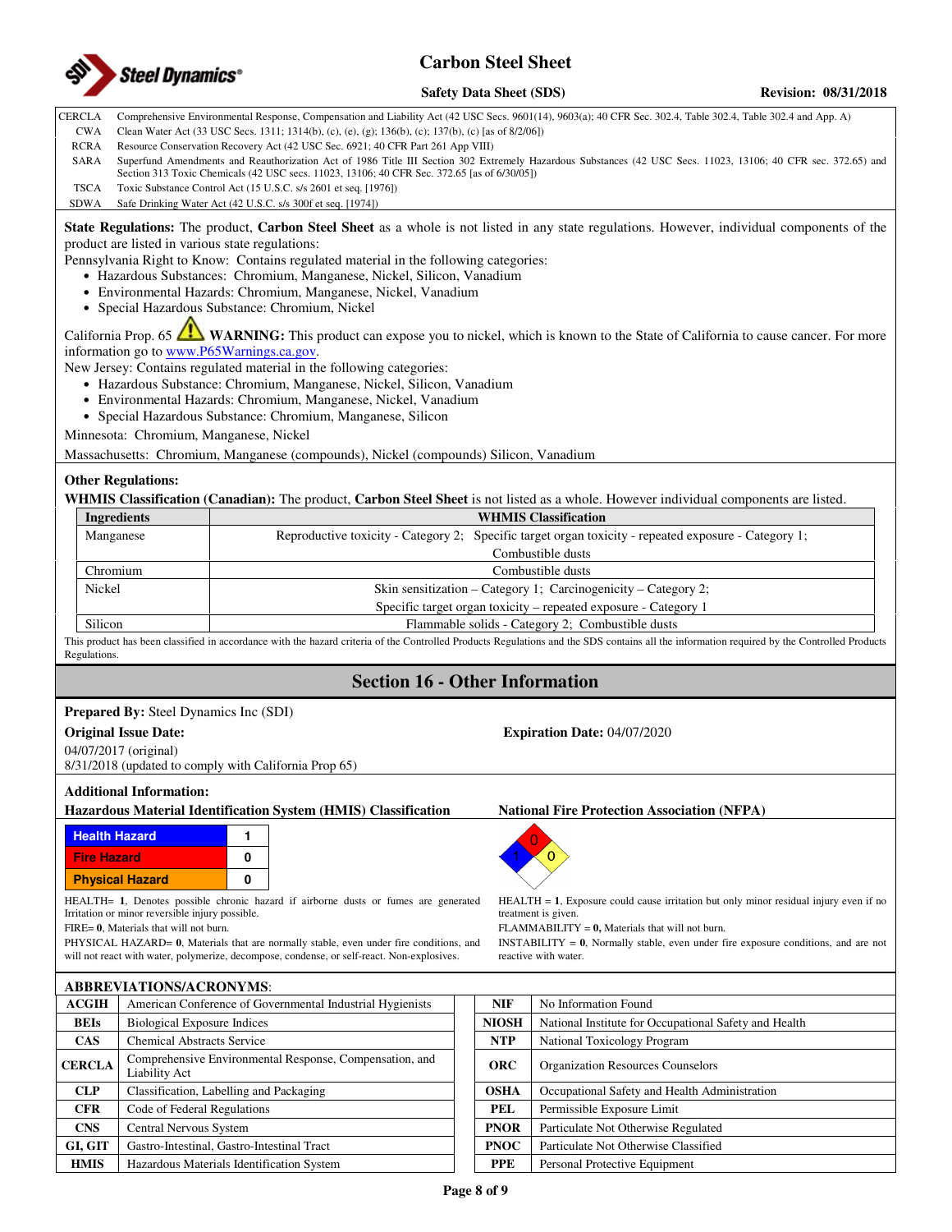| | |
|---|---|
| CERCLA | Comprehensive Environmental Response, Compensation and Liability Act (42 USC Secs. 9601(14), 9603(a); 40 CFR Sec. 302.4, Table 302.4, Table 302.4 and App. A) |
| CWA | Clean Water Act (33 USC Secs. 1311; 1314(b), (c), (e), (g); 136(b), (c); 137(b), (c) [as of 8/2/06]) |
| RCRA | Resource Conservation Recovery Act (42 USC Sec. 6921; 40 CFR Part 261 App VIII) |
| SARA | Superfund Amendments and Reauthorization Act of 1986 Title III Section 302 Extremely Hazardous Substances (42 USC Secs. 11023, 13106; 40 CFR sec. 372.65) and Section 313 Toxic Chemicals (42 USC secs. 11023, 13106; 40 CFR Sec. 372.65 [as of 6/30/05]) |
| TSCA | Toxic Substance Control Act (15 U.S.C. s/s 2601 et seq. [1976]) |
| SDWA | Safe Drinking Water Act (42 U.S.C. s/s 300f et seq. [1974]) |

**State Regulations:** The product, **Carbon Steel Sheet** as a whole is not listed in any state regulations. However, individual components of the product are listed in various state regulations:

Pennsylvania Right to Know: Contains regulated material in the following categories:

- Hazardous Substances: Chromium, Manganese, Nickel, Silicon, Vanadium
- Environmental Hazards: Chromium, Manganese, Nickel, Vanadium
- Special Hazardous Substance: Chromium, Nickel

California Prop. 65 ⚠ **WARNING:** This product can expose you to nickel, which is known to the State of California to cause cancer. For more information go to www.P65Warnings.ca.gov.

New Jersey: Contains regulated material in the following categories:

- Hazardous Substance: Chromium, Manganese, Nickel, Silicon, Vanadium
- Environmental Hazards: Chromium, Manganese, Nickel, Vanadium
- Special Hazardous Substance: Chromium, Manganese, Silicon

Minnesota: Chromium, Manganese, Nickel

Massachusetts: Chromium, Manganese (compounds), Nickel (compounds) Silicon, Vanadium

**Other Regulations:**

**WHMIS Classification (Canadian):** The product, **Carbon Steel Sheet** is not listed as a whole. However individual components are listed.

| Ingredients | WHMIS Classification |
|---|---|
| Manganese | Reproductive toxicity - Category 2; Specific target organ toxicity - repeated exposure - Category 1; Combustible dusts |
| Chromium | Combustible dusts |
| Nickel | Skin sensitization – Category 1; Carcinogenicity – Category 2; Specific target organ toxicity – repeated exposure - Category 1 |
| Silicon | Flammable solids - Category 2; Combustible dusts |

This product has been classified in accordance with the hazard criteria of the Controlled Products Regulations and the SDS contains all the information required by the Controlled Products Regulations.

## Section 16 - Other Information

**Prepared By:** Steel Dynamics Inc (SDI)

**Original Issue Date:**

04/07/2017 (original)
8/31/2018 (updated to comply with California Prop 65)

**Expiration Date:** 04/07/2020

**Additional Information:**

**Hazardous Material Identification System (HMIS) Classification**

| | |
|---|---|
| Health Hazard | 1 |
| Fire Hazard | 0 |
| Physical Hazard | 0 |

HEALTH= **1**, Denotes possible chronic hazard if airborne dusts or fumes are generated Irritation or minor reversible injury possible.
FIRE= **0**, Materials that will not burn.
PHYSICAL HAZARD= **0**, Materials that are normally stable, even under fire conditions, and will not react with water, polymerize, decompose, condense, or self-react. Non-explosives.

**National Fire Protection Association (NFPA)**

Health: 1; Flammability: 0; Instability: 0

HEALTH = **1**, Exposure could cause irritation but only minor residual injury even if no treatment is given.
FLAMMABILITY = **0,** Materials that will not burn.
INSTABILITY = **0**, Normally stable, even under fire exposure conditions, and are not reactive with water.

**ABBREVIATIONS/ACRONYMS**:

| | | | |
|---|---|---|---|
| **ACGIH** | American Conference of Governmental Industrial Hygienists | **NIF** | No Information Found |
| **BEIs** | Biological Exposure Indices | **NIOSH** | National Institute for Occupational Safety and Health |
| **CAS** | Chemical Abstracts Service | **NTP** | National Toxicology Program |
| **CERCLA** | Comprehensive Environmental Response, Compensation, and Liability Act | **ORC** | Organization Resources Counselors |
| **CLP** | Classification, Labelling and Packaging | **OSHA** | Occupational Safety and Health Administration |
| **CFR** | Code of Federal Regulations | **PEL** | Permissible Exposure Limit |
| **CNS** | Central Nervous System | **PNOR** | Particulate Not Otherwise Regulated |
| **GI, GIT** | Gastro-Intestinal, Gastro-Intestinal Tract | **PNOC** | Particulate Not Otherwise Classified |
| **HMIS** | Hazardous Materials Identification System | **PPE** | Personal Protective Equipment |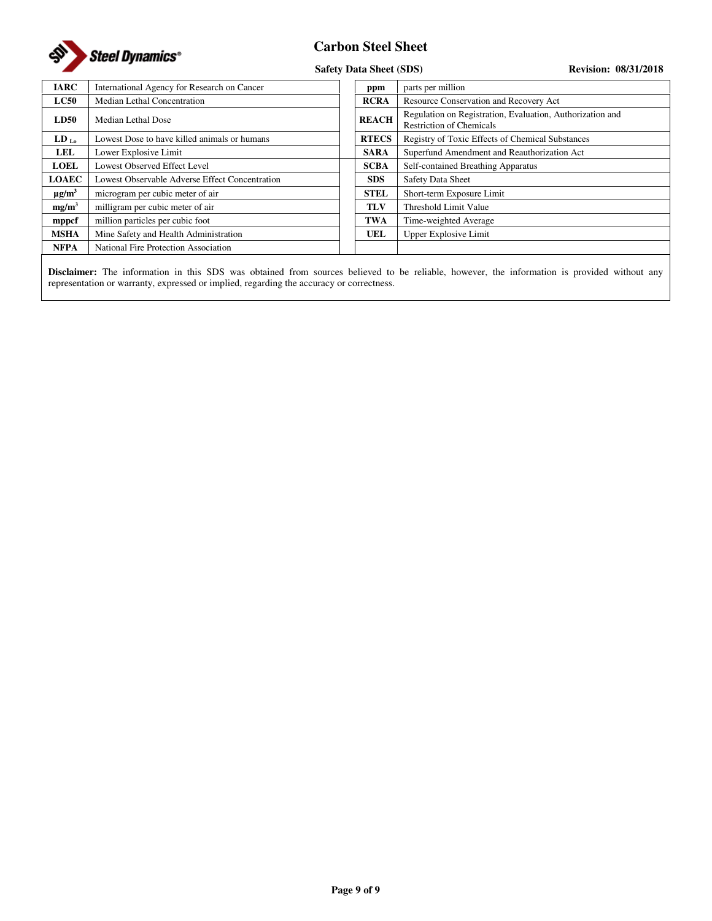| | | | |
|---|---|---|---|
| **IARC** | International Agency for Research on Cancer | **ppm** | parts per million |
| **LC50** | Median Lethal Concentration | **RCRA** | Resource Conservation and Recovery Act |
| **LD50** | Median Lethal Dose | **REACH** | Regulation on Registration, Evaluation, Authorization and Restriction of Chemicals |
| **$LD_{Lo}$** | Lowest Dose to have killed animals or humans | **RTECS** | Registry of Toxic Effects of Chemical Substances |
| **LEL** | Lower Explosive Limit | **SARA** | Superfund Amendment and Reauthorization Act |
| **LOEL** | Lowest Observed Effect Level | **SCBA** | Self-contained Breathing Apparatus |
| **LOAEC** | Lowest Observable Adverse Effect Concentration | **SDS** | Safety Data Sheet |
| **$\mu g/m^3$** | microgram per cubic meter of air | **STEL** | Short-term Exposure Limit |
| **$mg/m^3$** | milligram per cubic meter of air | **TLV** | Threshold Limit Value |
| **mppcf** | million particles per cubic foot | **TWA** | Time-weighted Average |
| **MSHA** | Mine Safety and Health Administration | **UEL** | Upper Explosive Limit |
| **NFPA** | National Fire Protection Association | | |

**Disclaimer:** The information in this SDS was obtained from sources believed to be reliable, however, the information is provided without any representation or warranty, expressed or implied, regarding the accuracy or correctness.